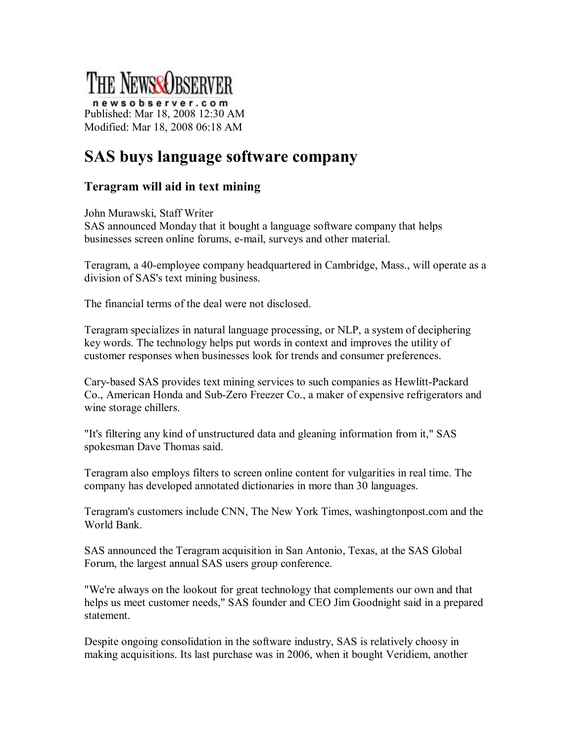THE NEWS&OBSERVER

newsobserver.com

Published: Mar 18, 2008 12:30 AM
Modified: Mar 18, 2008 06:18 AM

# SAS buys language software company

## Teragram will aid in text mining

John Murawski, Staff Writer

SAS announced Monday that it bought a language software company that helps businesses screen online forums, e-mail, surveys and other material.

Teragram, a 40-employee company headquartered in Cambridge, Mass., will operate as a division of SAS's text mining business.

The financial terms of the deal were not disclosed.

Teragram specializes in natural language processing, or NLP, a system of deciphering key words. The technology helps put words in context and improves the utility of customer responses when businesses look for trends and consumer preferences.

Cary-based SAS provides text mining services to such companies as Hewlitt-Packard Co., American Honda and Sub-Zero Freezer Co., a maker of expensive refrigerators and wine storage chillers.

"It's filtering any kind of unstructured data and gleaning information from it," SAS spokesman Dave Thomas said.

Teragram also employs filters to screen online content for vulgarities in real time. The company has developed annotated dictionaries in more than 30 languages.

Teragram's customers include CNN, The New York Times, washingtonpost.com and the World Bank.

SAS announced the Teragram acquisition in San Antonio, Texas, at the SAS Global Forum, the largest annual SAS users group conference.

"We're always on the lookout for great technology that complements our own and that helps us meet customer needs," SAS founder and CEO Jim Goodnight said in a prepared statement.

Despite ongoing consolidation in the software industry, SAS is relatively choosy in making acquisitions. Its last purchase was in 2006, when it bought Veridiem, another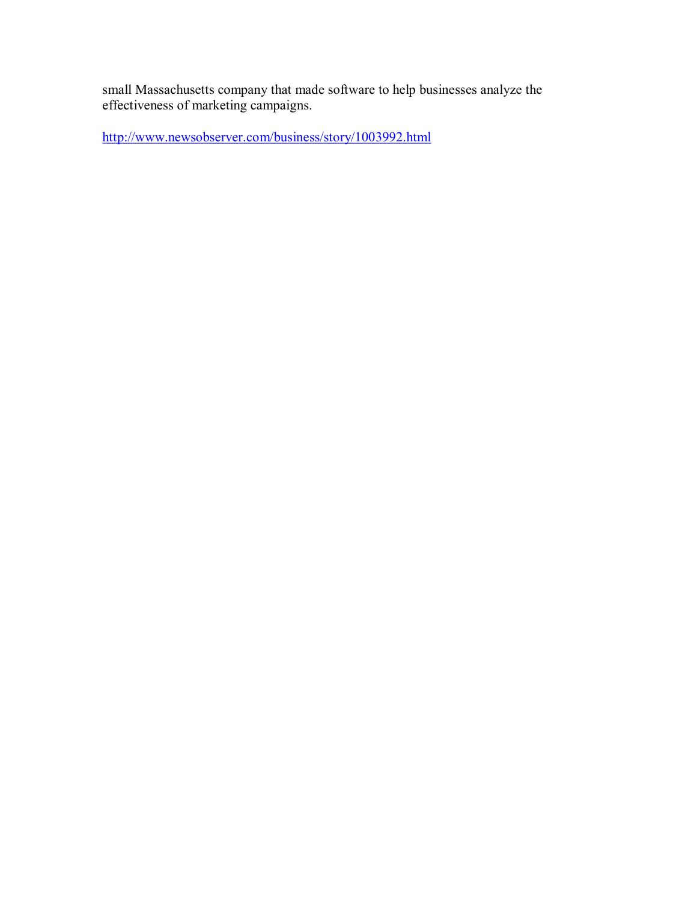small Massachusetts company that made software to help businesses analyze the effectiveness of marketing campaigns.

http://www.newsobserver.com/business/story/1003992.html